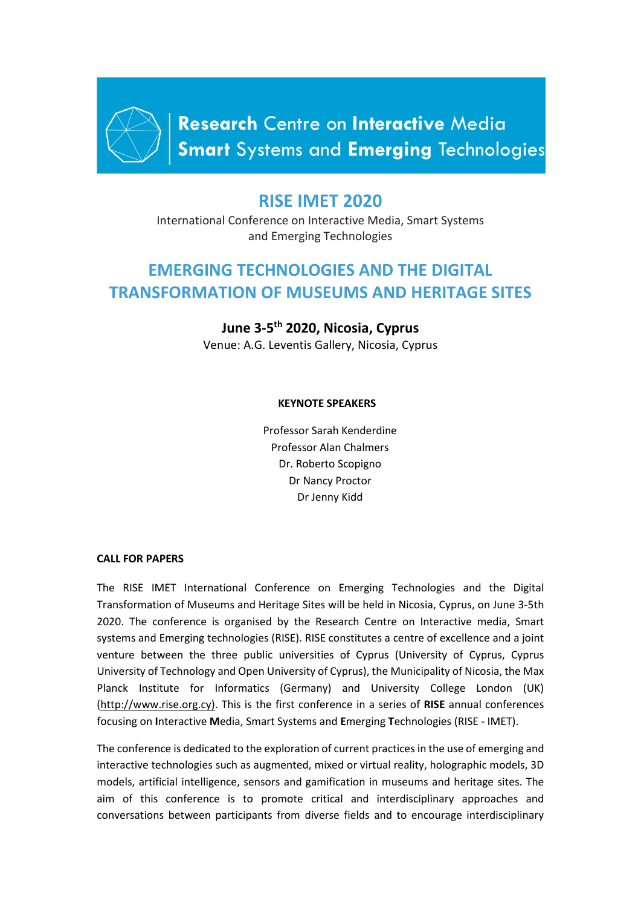**Research** Centre on **Interactive** Media
**Smart** Systems and **Emerging** Technologies

# RISE IMET 2020

International Conference on Interactive Media, Smart Systems and Emerging Technologies

## EMERGING TECHNOLOGIES AND THE DIGITAL TRANSFORMATION OF MUSEUMS AND HERITAGE SITES

**June 3-5th 2020, Nicosia, Cyprus**

Venue: A.G. Leventis Gallery, Nicosia, Cyprus

**KEYNOTE SPEAKERS**

Professor Sarah Kenderdine
Professor Alan Chalmers
Dr. Roberto Scopigno
Dr Nancy Proctor
Dr Jenny Kidd

**CALL FOR PAPERS**

The RISE IMET International Conference on Emerging Technologies and the Digital Transformation of Museums and Heritage Sites will be held in Nicosia, Cyprus, on June 3-5th 2020. The conference is organised by the Research Centre on Interactive media, Smart systems and Emerging technologies (RISE). RISE constitutes a centre of excellence and a joint venture between the three public universities of Cyprus (University of Cyprus, Cyprus University of Technology and Open University of Cyprus), the Municipality of Nicosia, the Max Planck Institute for Informatics (Germany) and University College London (UK) (http://www.rise.org.cy). This is the first conference in a series of **RISE** annual conferences focusing on **I**nteractive **M**edia, Smart Systems and **E**merging **T**echnologies (RISE - IMET).

The conference is dedicated to the exploration of current practices in the use of emerging and interactive technologies such as augmented, mixed or virtual reality, holographic models, 3D models, artificial intelligence, sensors and gamification in museums and heritage sites. The aim of this conference is to promote critical and interdisciplinary approaches and conversations between participants from diverse fields and to encourage interdisciplinary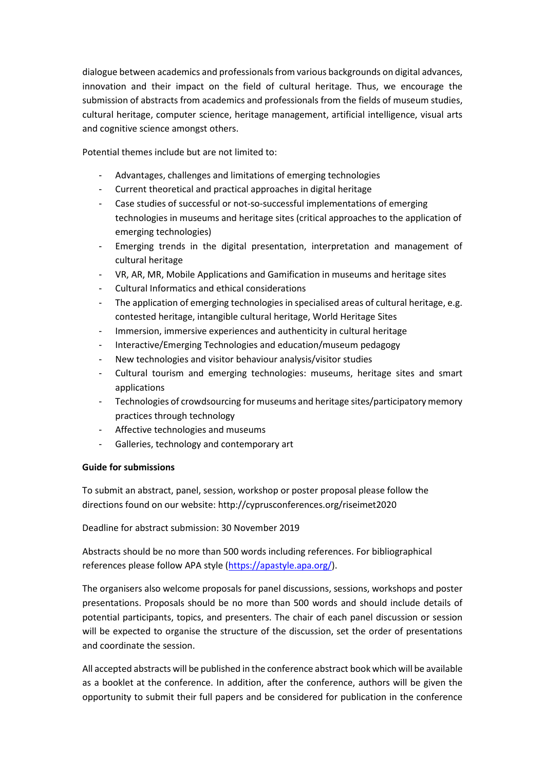dialogue between academics and professionals from various backgrounds on digital advances, innovation and their impact on the field of cultural heritage. Thus, we encourage the submission of abstracts from academics and professionals from the fields of museum studies, cultural heritage, computer science, heritage management, artificial intelligence, visual arts and cognitive science amongst others.

Potential themes include but are not limited to:

- Advantages, challenges and limitations of emerging technologies
- Current theoretical and practical approaches in digital heritage
- Case studies of successful or not-so-successful implementations of emerging technologies in museums and heritage sites (critical approaches to the application of emerging technologies)
- Emerging trends in the digital presentation, interpretation and management of cultural heritage
- VR, AR, MR, Mobile Applications and Gamification in museums and heritage sites
- Cultural Informatics and ethical considerations
- The application of emerging technologies in specialised areas of cultural heritage, e.g. contested heritage, intangible cultural heritage, World Heritage Sites
- Immersion, immersive experiences and authenticity in cultural heritage
- Interactive/Emerging Technologies and education/museum pedagogy
- New technologies and visitor behaviour analysis/visitor studies
- Cultural tourism and emerging technologies: museums, heritage sites and smart applications
- Technologies of crowdsourcing for museums and heritage sites/participatory memory practices through technology
- Affective technologies and museums
- Galleries, technology and contemporary art

**Guide for submissions**

To submit an abstract, panel, session, workshop or poster proposal please follow the directions found on our website: http://cyprusconferences.org/riseimet2020

Deadline for abstract submission: 30 November 2019

Abstracts should be no more than 500 words including references. For bibliographical references please follow APA style (https://apastyle.apa.org/).

The organisers also welcome proposals for panel discussions, sessions, workshops and poster presentations. Proposals should be no more than 500 words and should include details of potential participants, topics, and presenters. The chair of each panel discussion or session will be expected to organise the structure of the discussion, set the order of presentations and coordinate the session.

All accepted abstracts will be published in the conference abstract book which will be available as a booklet at the conference. In addition, after the conference, authors will be given the opportunity to submit their full papers and be considered for publication in the conference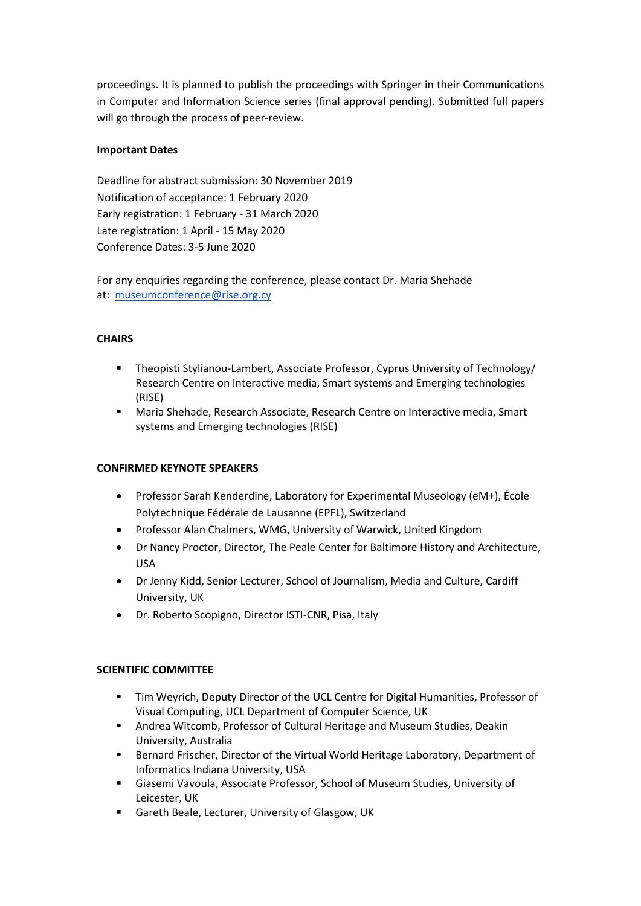proceedings. It is planned to publish the proceedings with Springer in their Communications in Computer and Information Science series (final approval pending). Submitted full papers will go through the process of peer-review.

**Important Dates**

Deadline for abstract submission: 30 November 2019
Notification of acceptance: 1 February 2020
Early registration: 1 February - 31 March 2020
Late registration: 1 April - 15 May 2020
Conference Dates: 3-5 June 2020

For any enquiries regarding the conference, please contact Dr. Maria Shehade at: museumconference@rise.org.cy

**CHAIRS**

- Theopisti Stylianou-Lambert, Associate Professor, Cyprus University of Technology/ Research Centre on Interactive media, Smart systems and Emerging technologies (RISE)
- Maria Shehade, Research Associate, Research Centre on Interactive media, Smart systems and Emerging technologies (RISE)

**CONFIRMED KEYNOTE SPEAKERS**

- Professor Sarah Kenderdine, Laboratory for Experimental Museology (eM+), École Polytechnique Fédérale de Lausanne (EPFL), Switzerland
- Professor Alan Chalmers, WMG, University of Warwick, United Kingdom
- Dr Nancy Proctor, Director, The Peale Center for Baltimore History and Architecture, USA
- Dr Jenny Kidd, Senior Lecturer, School of Journalism, Media and Culture, Cardiff University, UK
- Dr. Roberto Scopigno, Director ISTI-CNR, Pisa, Italy

**SCIENTIFIC COMMITTEE**

- Tim Weyrich, Deputy Director of the UCL Centre for Digital Humanities, Professor of Visual Computing, UCL Department of Computer Science, UK
- Andrea Witcomb, Professor of Cultural Heritage and Museum Studies, Deakin University, Australia
- Bernard Frischer, Director of the Virtual World Heritage Laboratory, Department of Informatics Indiana University, USA
- Giasemi Vavoula, Associate Professor, School of Museum Studies, University of Leicester, UK
- Gareth Beale, Lecturer, University of Glasgow, UK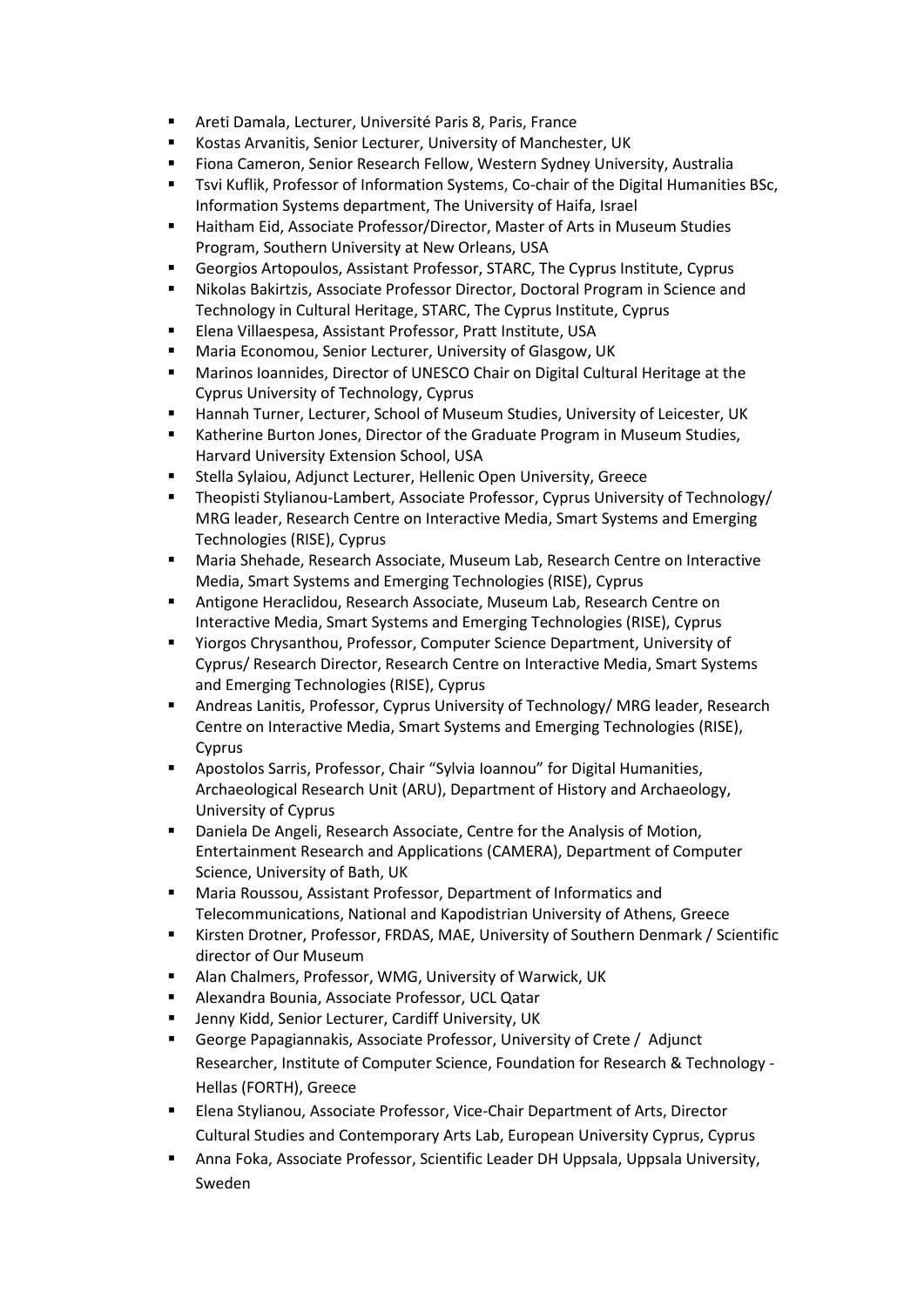- Areti Damala, Lecturer, Université Paris 8, Paris, France
- Kostas Arvanitis, Senior Lecturer, University of Manchester, UK
- Fiona Cameron, Senior Research Fellow, Western Sydney University, Australia
- Tsvi Kuflik, Professor of Information Systems, Co-chair of the Digital Humanities BSc, Information Systems department, The University of Haifa, Israel
- Haitham Eid, Associate Professor/Director, Master of Arts in Museum Studies Program, Southern University at New Orleans, USA
- Georgios Artopoulos, Assistant Professor, STARC, The Cyprus Institute, Cyprus
- Nikolas Bakirtzis, Associate Professor Director, Doctoral Program in Science and Technology in Cultural Heritage, STARC, The Cyprus Institute, Cyprus
- Elena Villaespesa, Assistant Professor, Pratt Institute, USA
- Maria Economou, Senior Lecturer, University of Glasgow, UK
- Marinos Ioannides, Director of UNESCO Chair on Digital Cultural Heritage at the Cyprus University of Technology, Cyprus
- Hannah Turner, Lecturer, School of Museum Studies, University of Leicester, UK
- Katherine Burton Jones, Director of the Graduate Program in Museum Studies, Harvard University Extension School, USA
- Stella Sylaiou, Adjunct Lecturer, Hellenic Open University, Greece
- Theopisti Stylianou-Lambert, Associate Professor, Cyprus University of Technology/ MRG leader, Research Centre on Interactive Media, Smart Systems and Emerging Technologies (RISE), Cyprus
- Maria Shehade, Research Associate, Museum Lab, Research Centre on Interactive Media, Smart Systems and Emerging Technologies (RISE), Cyprus
- Antigone Heraclidou, Research Associate, Museum Lab, Research Centre on Interactive Media, Smart Systems and Emerging Technologies (RISE), Cyprus
- Yiorgos Chrysanthou, Professor, Computer Science Department, University of Cyprus/ Research Director, Research Centre on Interactive Media, Smart Systems and Emerging Technologies (RISE), Cyprus
- Andreas Lanitis, Professor, Cyprus University of Technology/ MRG leader, Research Centre on Interactive Media, Smart Systems and Emerging Technologies (RISE), Cyprus
- Apostolos Sarris, Professor, Chair "Sylvia Ioannou" for Digital Humanities, Archaeological Research Unit (ARU), Department of History and Archaeology, University of Cyprus
- Daniela De Angeli, Research Associate, Centre for the Analysis of Motion, Entertainment Research and Applications (CAMERA), Department of Computer Science, University of Bath, UK
- Maria Roussou, Assistant Professor, Department of Informatics and Telecommunications, National and Kapodistrian University of Athens, Greece
- Kirsten Drotner, Professor, FRDAS, MAE, University of Southern Denmark / Scientific director of Our Museum
- Alan Chalmers, Professor, WMG, University of Warwick, UK
- Alexandra Bounia, Associate Professor, UCL Qatar
- Jenny Kidd, Senior Lecturer, Cardiff University, UK
- George Papagiannakis, Associate Professor, University of Crete / Adjunct Researcher, Institute of Computer Science, Foundation for Research & Technology - Hellas (FORTH), Greece
- Elena Stylianou, Associate Professor, Vice-Chair Department of Arts, Director Cultural Studies and Contemporary Arts Lab, European University Cyprus, Cyprus
- Anna Foka, Associate Professor, Scientific Leader DH Uppsala, Uppsala University, Sweden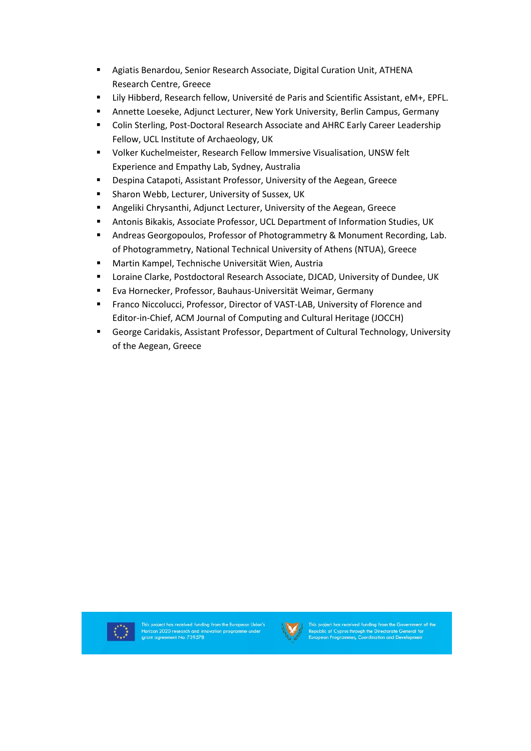- Agiatis Benardou, Senior Research Associate, Digital Curation Unit, ATHENA Research Centre, Greece
- Lily Hibberd, Research fellow, Université de Paris and Scientific Assistant, eM+, EPFL.
- Annette Loeseke, Adjunct Lecturer, New York University, Berlin Campus, Germany
- Colin Sterling, Post-Doctoral Research Associate and AHRC Early Career Leadership Fellow, UCL Institute of Archaeology, UK
- Volker Kuchelmeister, Research Fellow Immersive Visualisation, UNSW felt Experience and Empathy Lab, Sydney, Australia
- Despina Catapoti, Assistant Professor, University of the Aegean, Greece
- Sharon Webb, Lecturer, University of Sussex, UK
- Angeliki Chrysanthi, Adjunct Lecturer, University of the Aegean, Greece
- Antonis Bikakis, Associate Professor, UCL Department of Information Studies, UK
- Andreas Georgopoulos, Professor of Photogrammetry & Monument Recording, Lab. of Photogrammetry, National Technical University of Athens (NTUA), Greece
- Martin Kampel, Technische Universität Wien, Austria
- Loraine Clarke, Postdoctoral Research Associate, DJCAD, University of Dundee, UK
- Eva Hornecker, Professor, Bauhaus-Universität Weimar, Germany
- Franco Niccolucci, Professor, Director of VAST-LAB, University of Florence and Editor-in-Chief, ACM Journal of Computing and Cultural Heritage (JOCCH)
- George Caridakis, Assistant Professor, Department of Cultural Technology, University of the Aegean, Greece

This project has received funding from the European Union's Horizon 2020 research and innovation programme under grant agreement No. 739578

This project has received funding from the Government of the Republic of Cyprus through the Directorate General for European Programmes, Coordination and Development